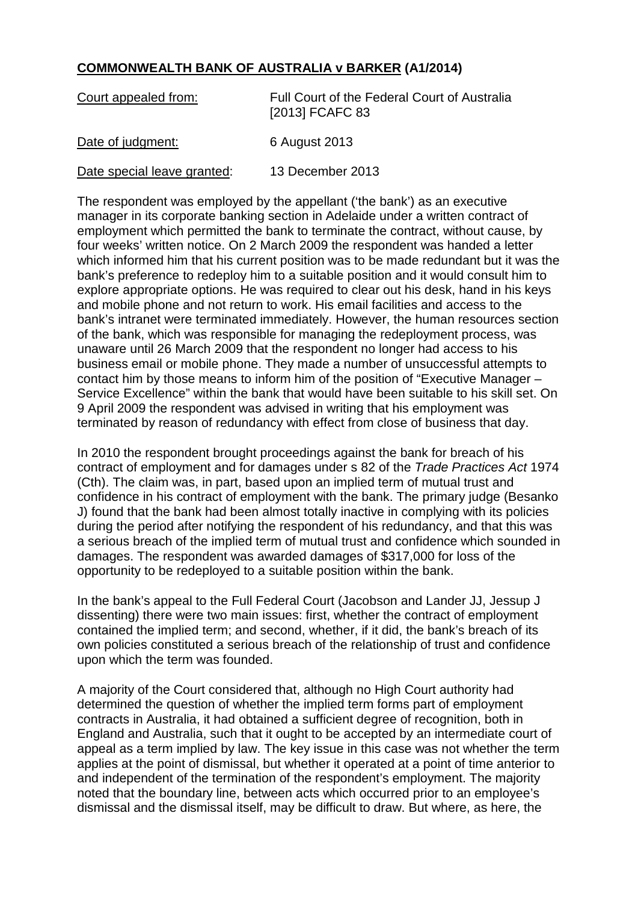**COMMONWEALTH BANK OF AUSTRALIA v BARKER (A1/2014)**

| | |
|---|---|
| Court appealed from: | Full Court of the Federal Court of Australia [2013] FCAFC 83 |
| Date of judgment: | 6 August 2013 |
| Date special leave granted: | 13 December 2013 |

The respondent was employed by the appellant ('the bank') as an executive manager in its corporate banking section in Adelaide under a written contract of employment which permitted the bank to terminate the contract, without cause, by four weeks' written notice. On 2 March 2009 the respondent was handed a letter which informed him that his current position was to be made redundant but it was the bank's preference to redeploy him to a suitable position and it would consult him to explore appropriate options. He was required to clear out his desk, hand in his keys and mobile phone and not return to work. His email facilities and access to the bank's intranet were terminated immediately. However, the human resources section of the bank, which was responsible for managing the redeployment process, was unaware until 26 March 2009 that the respondent no longer had access to his business email or mobile phone. They made a number of unsuccessful attempts to contact him by those means to inform him of the position of "Executive Manager – Service Excellence" within the bank that would have been suitable to his skill set. On 9 April 2009 the respondent was advised in writing that his employment was terminated by reason of redundancy with effect from close of business that day.

In 2010 the respondent brought proceedings against the bank for breach of his contract of employment and for damages under s 82 of the *Trade Practices Act* 1974 (Cth). The claim was, in part, based upon an implied term of mutual trust and confidence in his contract of employment with the bank. The primary judge (Besanko J) found that the bank had been almost totally inactive in complying with its policies during the period after notifying the respondent of his redundancy, and that this was a serious breach of the implied term of mutual trust and confidence which sounded in damages. The respondent was awarded damages of $317,000 for loss of the opportunity to be redeployed to a suitable position within the bank.

In the bank's appeal to the Full Federal Court (Jacobson and Lander JJ, Jessup J dissenting) there were two main issues: first, whether the contract of employment contained the implied term; and second, whether, if it did, the bank's breach of its own policies constituted a serious breach of the relationship of trust and confidence upon which the term was founded.

A majority of the Court considered that, although no High Court authority had determined the question of whether the implied term forms part of employment contracts in Australia, it had obtained a sufficient degree of recognition, both in England and Australia, such that it ought to be accepted by an intermediate court of appeal as a term implied by law. The key issue in this case was not whether the term applies at the point of dismissal, but whether it operated at a point of time anterior to and independent of the termination of the respondent's employment. The majority noted that the boundary line, between acts which occurred prior to an employee's dismissal and the dismissal itself, may be difficult to draw. But where, as here, the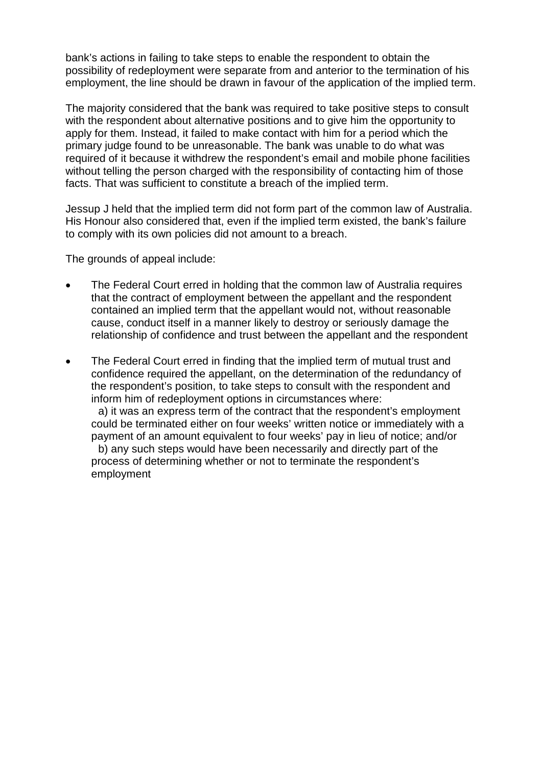bank's actions in failing to take steps to enable the respondent to obtain the possibility of redeployment were separate from and anterior to the termination of his employment, the line should be drawn in favour of the application of the implied term.

The majority considered that the bank was required to take positive steps to consult with the respondent about alternative positions and to give him the opportunity to apply for them. Instead, it failed to make contact with him for a period which the primary judge found to be unreasonable. The bank was unable to do what was required of it because it withdrew the respondent's email and mobile phone facilities without telling the person charged with the responsibility of contacting him of those facts. That was sufficient to constitute a breach of the implied term.

Jessup J held that the implied term did not form part of the common law of Australia. His Honour also considered that, even if the implied term existed, the bank's failure to comply with its own policies did not amount to a breach.

The grounds of appeal include:

- The Federal Court erred in holding that the common law of Australia requires that the contract of employment between the appellant and the respondent contained an implied term that the appellant would not, without reasonable cause, conduct itself in a manner likely to destroy or seriously damage the relationship of confidence and trust between the appellant and the respondent

- The Federal Court erred in finding that the implied term of mutual trust and confidence required the appellant, on the determination of the redundancy of the respondent's position, to take steps to consult with the respondent and inform him of redeployment options in circumstances where:
  a) it was an express term of the contract that the respondent's employment could be terminated either on four weeks' written notice or immediately with a payment of an amount equivalent to four weeks' pay in lieu of notice; and/or
  b) any such steps would have been necessarily and directly part of the process of determining whether or not to terminate the respondent's employment